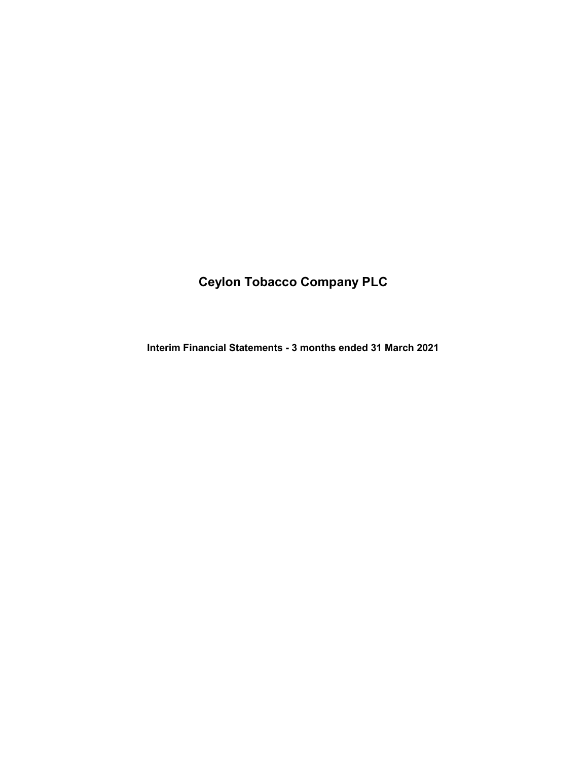# Ceylon Tobacco Company PLC

**Interim Financial Statements - 3 months ended 31 March 2021**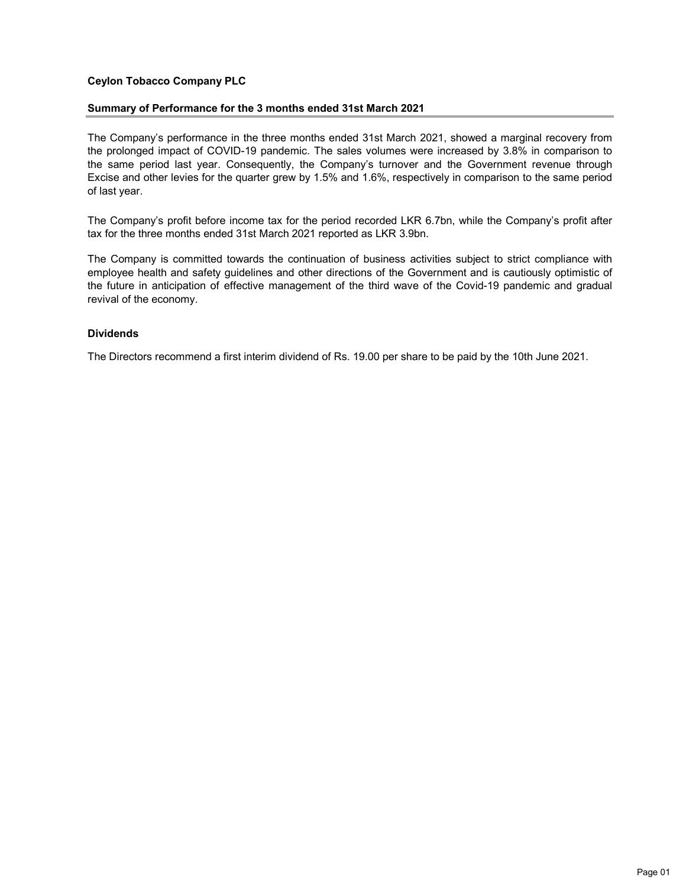**Ceylon Tobacco Company PLC**

## Summary of Performance for the 3 months ended 31st March 2021

The Company's performance in the three months ended 31st March 2021, showed a marginal recovery from the prolonged impact of COVID-19 pandemic. The sales volumes were increased by 3.8% in comparison to the same period last year. Consequently, the Company's turnover and the Government revenue through Excise and other levies for the quarter grew by 1.5% and 1.6%, respectively in comparison to the same period of last year.

The Company's profit before income tax for the period recorded LKR 6.7bn, while the Company's profit after tax for the three months ended 31st March 2021 reported as LKR 3.9bn.

The Company is committed towards the continuation of business activities subject to strict compliance with employee health and safety guidelines and other directions of the Government and is cautiously optimistic of the future in anticipation of effective management of the third wave of the Covid-19 pandemic and gradual revival of the economy.

### Dividends

The Directors recommend a first interim dividend of Rs. 19.00 per share to be paid by the 10th June 2021.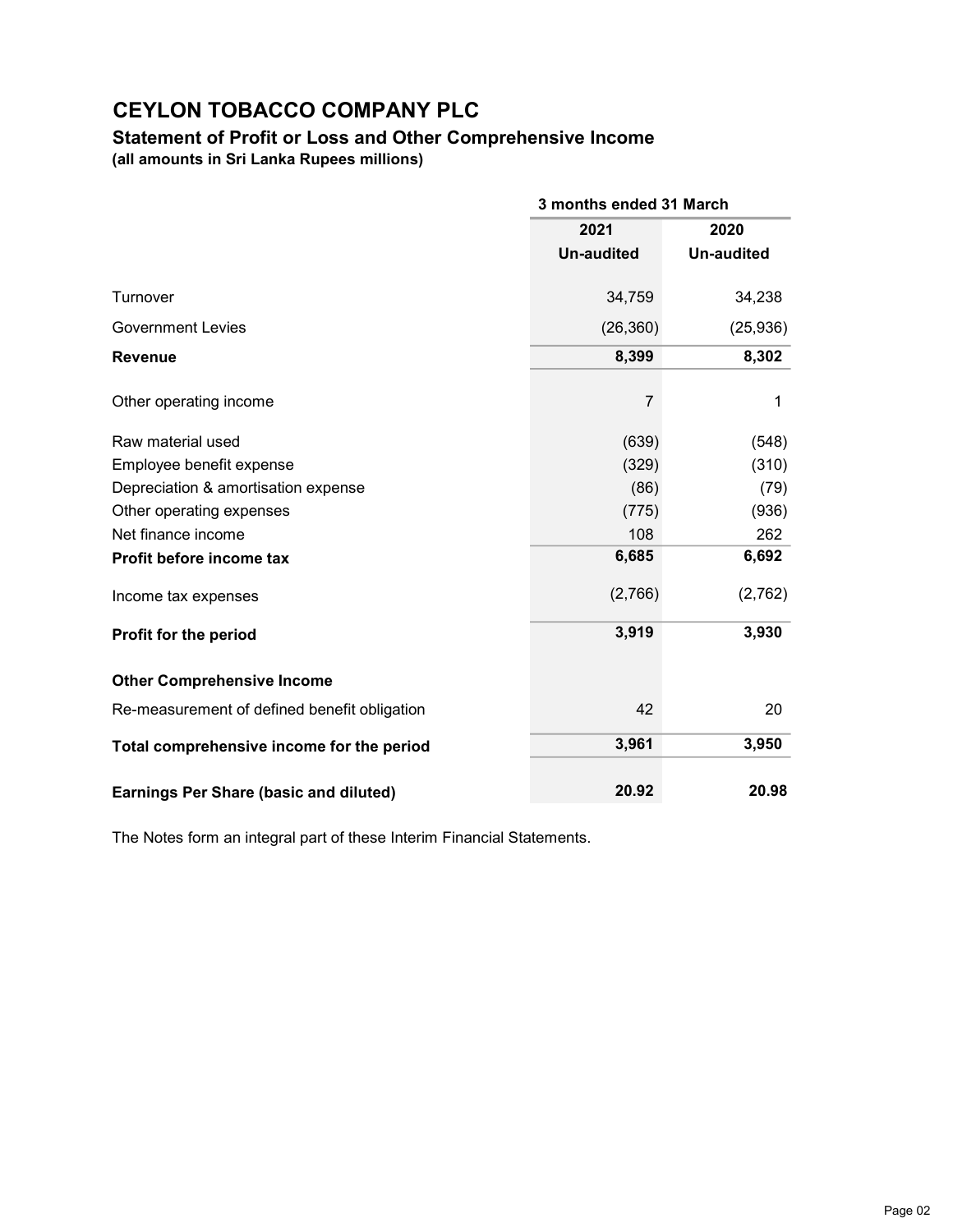# CEYLON TOBACCO COMPANY PLC

## Statement of Profit or Loss and Other Comprehensive Income

**(all amounts in Sri Lanka Rupees millions)**

| | 3 months ended 31 March | |
|---|---|---|
| | **2021** | **2020** |
| | **Un-audited** | **Un-audited** |
| Turnover | 34,759 | 34,238 |
| Government Levies | (26,360) | (25,936) |
| **Revenue** | **8,399** | **8,302** |
| Other operating income | 7 | 1 |
| Raw material used | (639) | (548) |
| Employee benefit expense | (329) | (310) |
| Depreciation & amortisation expense | (86) | (79) |
| Other operating expenses | (775) | (936) |
| Net finance income | 108 | 262 |
| **Profit before income tax** | **6,685** | **6,692** |
| Income tax expenses | (2,766) | (2,762) |
| **Profit for the period** | **3,919** | **3,930** |
| **Other Comprehensive Income** | | |
| Re-measurement of defined benefit obligation | 42 | 20 |
| **Total comprehensive income for the period** | **3,961** | **3,950** |
| **Earnings Per Share (basic and diluted)** | **20.92** | **20.98** |

The Notes form an integral part of these Interim Financial Statements.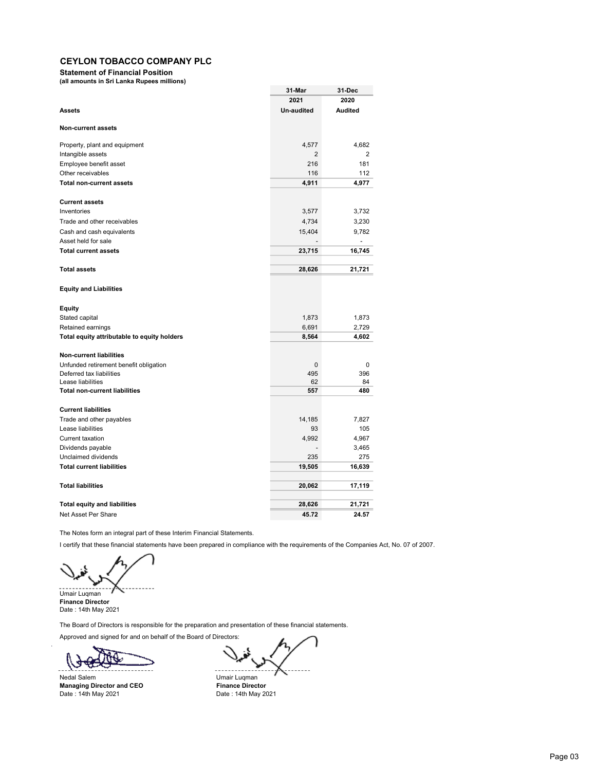# CEYLON TOBACCO COMPANY PLC

**Statement of Financial Position**
**(all amounts in Sri Lanka Rupees millions)**

| | 31-Mar 2021 Un-audited | 31-Dec 2020 Audited |
|---|---|---|
| **Assets** | | |
| **Non-current assets** | | |
| Property, plant and equipment | 4,577 | 4,682 |
| Intangible assets | 2 | 2 |
| Employee benefit asset | 216 | 181 |
| Other receivables | 116 | 112 |
| **Total non-current assets** | **4,911** | **4,977** |
| **Current assets** | | |
| Inventories | 3,577 | 3,732 |
| Trade and other receivables | 4,734 | 3,230 |
| Cash and cash equivalents | 15,404 | 9,782 |
| Asset held for sale | - | - |
| **Total current assets** | **23,715** | **16,745** |
| **Total assets** | **28,626** | **21,721** |
| **Equity and Liabilities** | | |
| **Equity** | | |
| Stated capital | 1,873 | 1,873 |
| Retained earnings | 6,691 | 2,729 |
| **Total equity attributable to equity holders** | **8,564** | **4,602** |
| **Non-current liabilities** | | |
| Unfunded retirement benefit obligation | 0 | 0 |
| Deferred tax liabilities | 495 | 396 |
| Lease liabilities | 62 | 84 |
| **Total non-current liabilities** | **557** | **480** |
| **Current liabilities** | | |
| Trade and other payables | 14,185 | 7,827 |
| Lease liabilities | 93 | 105 |
| Current taxation | 4,992 | 4,967 |
| Dividends payable | - | 3,465 |
| Unclaimed dividends | 235 | 275 |
| **Total current liabilities** | **19,505** | **16,639** |
| **Total liabilities** | **20,062** | **17,119** |
| **Total equity and liabilities** | **28,626** | **21,721** |
| Net Asset Per Share | **45.72** | **24.57** |

The Notes form an integral part of these Interim Financial Statements.

I certify that these financial statements have been prepared in compliance with the requirements of the Companies Act, No. 07 of 2007.

Umair Luqman
**Finance Director**
Date : 14th May 2021

The Board of Directors is responsible for the preparation and presentation of these financial statements.

Approved and signed for and on behalf of the Board of Directors:

Nedal Salem
**Managing Director and CEO**
Date : 14th May 2021

Umair Luqman
**Finance Director**
Date : 14th May 2021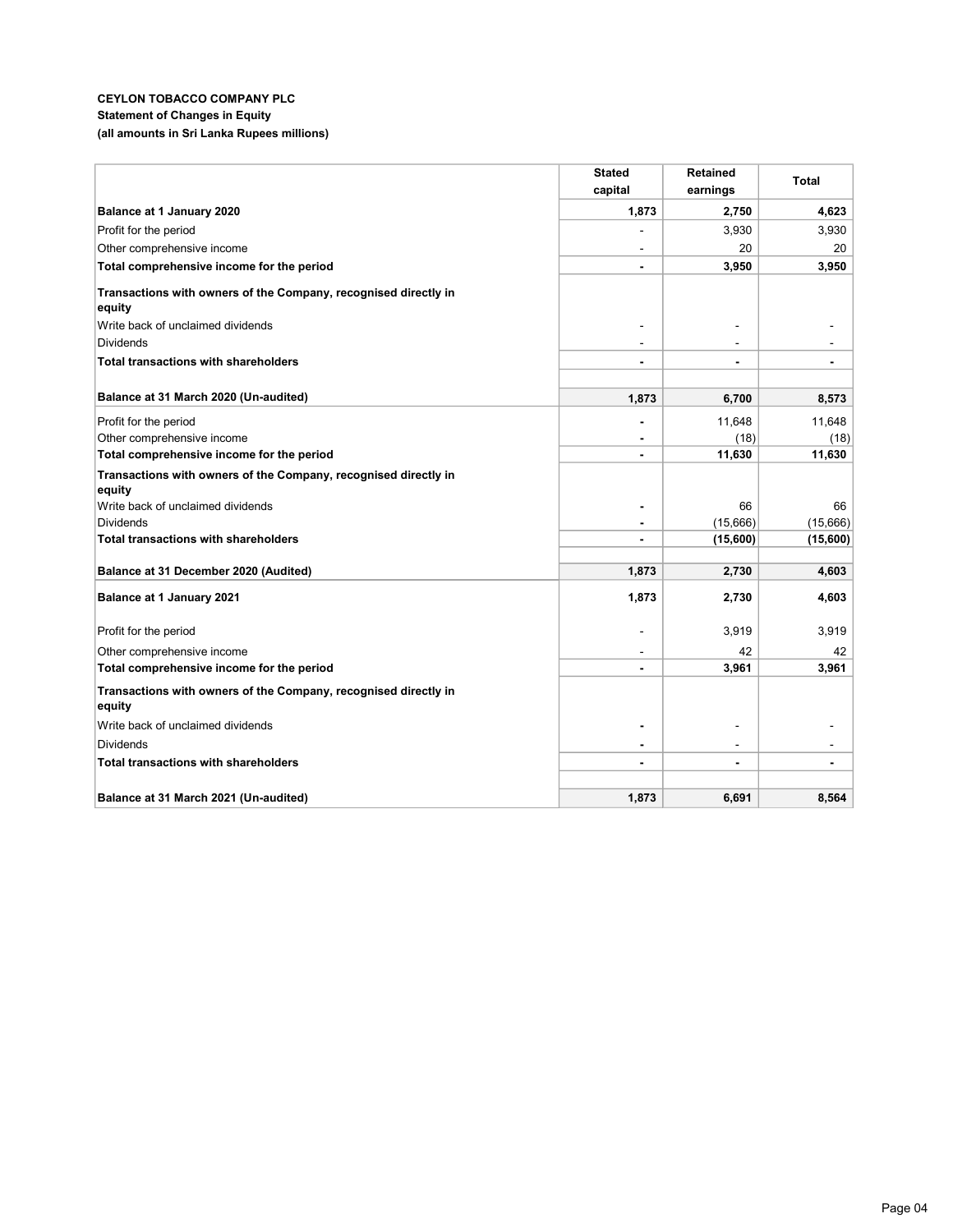**CEYLON TOBACCO COMPANY PLC**
**Statement of Changes in Equity**
**(all amounts in Sri Lanka Rupees millions)**

| | Stated capital | Retained earnings | Total |
|---|---|---|---|
| **Balance at 1 January 2020** | **1,873** | **2,750** | **4,623** |
| Profit for the period | - | 3,930 | 3,930 |
| Other comprehensive income | - | 20 | 20 |
| **Total comprehensive income for the period** | **-** | **3,950** | **3,950** |
| **Transactions with owners of the Company, recognised directly in equity** | | | |
| Write back of unclaimed dividends | - | - | - |
| Dividends | - | - | - |
| **Total transactions with shareholders** | **-** | **-** | **-** |
| **Balance at 31 March 2020 (Un-audited)** | **1,873** | **6,700** | **8,573** |
| Profit for the period | - | 11,648 | 11,648 |
| Other comprehensive income | - | (18) | (18) |
| **Total comprehensive income for the period** | **-** | **11,630** | **11,630** |
| **Transactions with owners of the Company, recognised directly in equity** | | | |
| Write back of unclaimed dividends | - | 66 | 66 |
| Dividends | - | (15,666) | (15,666) |
| **Total transactions with shareholders** | **-** | **(15,600)** | **(15,600)** |
| **Balance at 31 December 2020 (Audited)** | **1,873** | **2,730** | **4,603** |
| **Balance at 1 January 2021** | **1,873** | **2,730** | **4,603** |
| Profit for the period | - | 3,919 | 3,919 |
| Other comprehensive income | - | 42 | 42 |
| **Total comprehensive income for the period** | **-** | **3,961** | **3,961** |
| **Transactions with owners of the Company, recognised directly in equity** | | | |
| Write back of unclaimed dividends | - | - | - |
| Dividends | - | - | - |
| **Total transactions with shareholders** | **-** | **-** | **-** |
| **Balance at 31 March 2021 (Un-audited)** | **1,873** | **6,691** | **8,564** |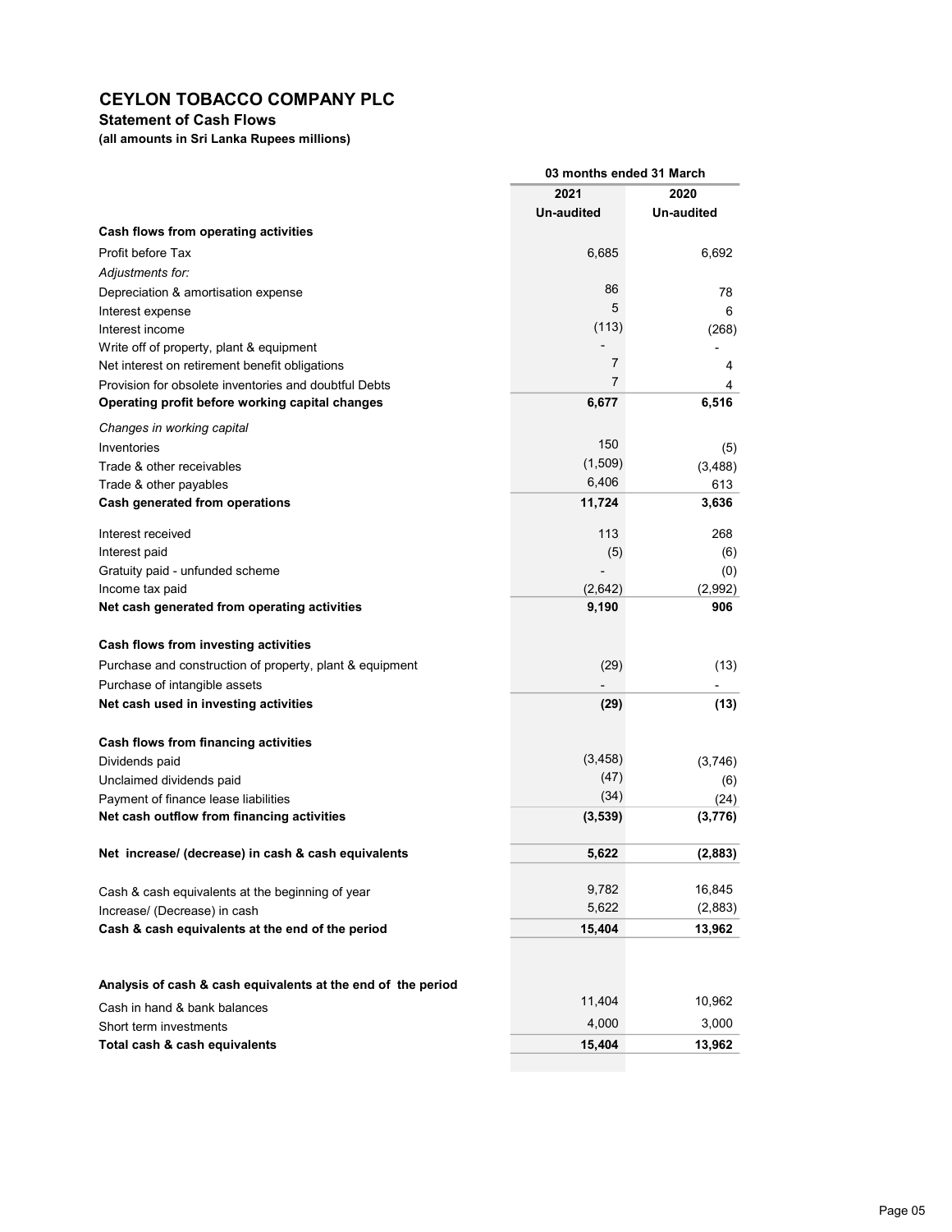# CEYLON TOBACCO COMPANY PLC

## Statement of Cash Flows

**(all amounts in Sri Lanka Rupees millions)**

| | 03 months ended 31 March | |
|---|---|---|
| | **2021** | **2020** |
| | **Un-audited** | **Un-audited** |
| **Cash flows from operating activities** | | |
| Profit before Tax | 6,685 | 6,692 |
| *Adjustments for:* | | |
| Depreciation & amortisation expense | 86 | 78 |
| Interest expense | 5 | 6 |
| Interest income | (113) | (268) |
| Write off of property, plant & equipment | - | - |
| Net interest on retirement benefit obligations | 7 | 4 |
| Provision for obsolete inventories and doubtful Debts | 7 | 4 |
| **Operating profit before working capital changes** | **6,677** | **6,516** |
| *Changes in working capital* | | |
| Inventories | 150 | (5) |
| Trade & other receivables | (1,509) | (3,488) |
| Trade & other payables | 6,406 | 613 |
| **Cash generated from operations** | **11,724** | **3,636** |
| Interest received | 113 | 268 |
| Interest paid | (5) | (6) |
| Gratuity paid - unfunded scheme | - | (0) |
| Income tax paid | (2,642) | (2,992) |
| **Net cash generated from operating activities** | **9,190** | **906** |
| **Cash flows from investing activities** | | |
| Purchase and construction of property, plant & equipment | (29) | (13) |
| Purchase of intangible assets | - | - |
| **Net cash used in investing activities** | **(29)** | **(13)** |
| **Cash flows from financing activities** | | |
| Dividends paid | (3,458) | (3,746) |
| Unclaimed dividends paid | (47) | (6) |
| Payment of finance lease liabilities | (34) | (24) |
| **Net cash outflow from financing activities** | **(3,539)** | **(3,776)** |
| **Net increase/ (decrease) in cash & cash equivalents** | **5,622** | **(2,883)** |
| Cash & cash equivalents at the beginning of year | 9,782 | 16,845 |
| Increase/ (Decrease) in cash | 5,622 | (2,883) |
| **Cash & cash equivalents at the end of the period** | **15,404** | **13,962** |
| **Analysis of cash & cash equivalents at the end of the period** | | |
| Cash in hand & bank balances | 11,404 | 10,962 |
| Short term investments | 4,000 | 3,000 |
| **Total cash & cash equivalents** | **15,404** | **13,962** |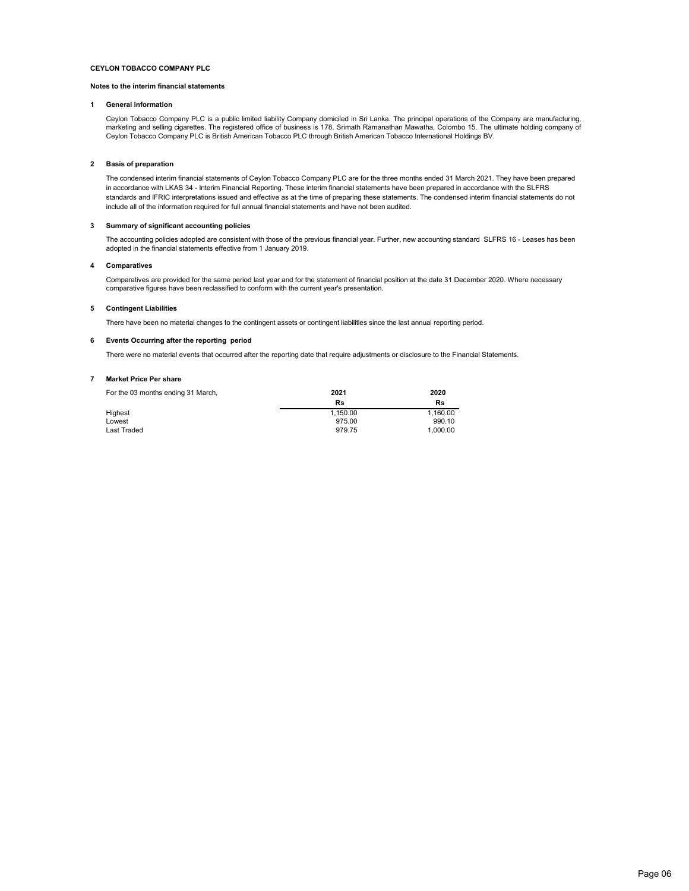**CEYLON TOBACCO COMPANY PLC**

**Notes to the interim financial statements**

**1 General information**

Ceylon Tobacco Company PLC is a public limited liability Company domiciled in Sri Lanka. The principal operations of the Company are manufacturing, marketing and selling cigarettes. The registered office of business is 178, Srimath Ramanathan Mawatha, Colombo 15. The ultimate holding company of Ceylon Tobacco Company PLC is British American Tobacco PLC through British American Tobacco International Holdings BV.

**2 Basis of preparation**

The condensed interim financial statements of Ceylon Tobacco Company PLC are for the three months ended 31 March 2021. They have been prepared in accordance with LKAS 34 - Interim Financial Reporting. These interim financial statements have been prepared in accordance with the SLFRS standards and IFRIC interpretations issued and effective as at the time of preparing these statements. The condensed interim financial statements do not include all of the information required for full annual financial statements and have not been audited.

**3 Summary of significant accounting policies**

The accounting policies adopted are consistent with those of the previous financial year. Further, new accounting standard SLFRS 16 - Leases has been adopted in the financial statements effective from 1 January 2019.

**4 Comparatives**

Comparatives are provided for the same period last year and for the statement of financial position at the date 31 December 2020. Where necessary comparative figures have been reclassified to conform with the current year's presentation.

**5 Contingent Liabilities**

There have been no material changes to the contingent assets or contingent liabilities since the last annual reporting period.

**6 Events Occurring after the reporting period**

There were no material events that occurred after the reporting date that require adjustments or disclosure to the Financial Statements.

**7 Market Price Per share**

| For the 03 months ending 31 March, | 2021 | 2020 |
|---|---|---|
| | Rs | Rs |
| Highest | 1,150.00 | 1,160.00 |
| Lowest | 975.00 | 990.10 |
| Last Traded | 979.75 | 1,000.00 |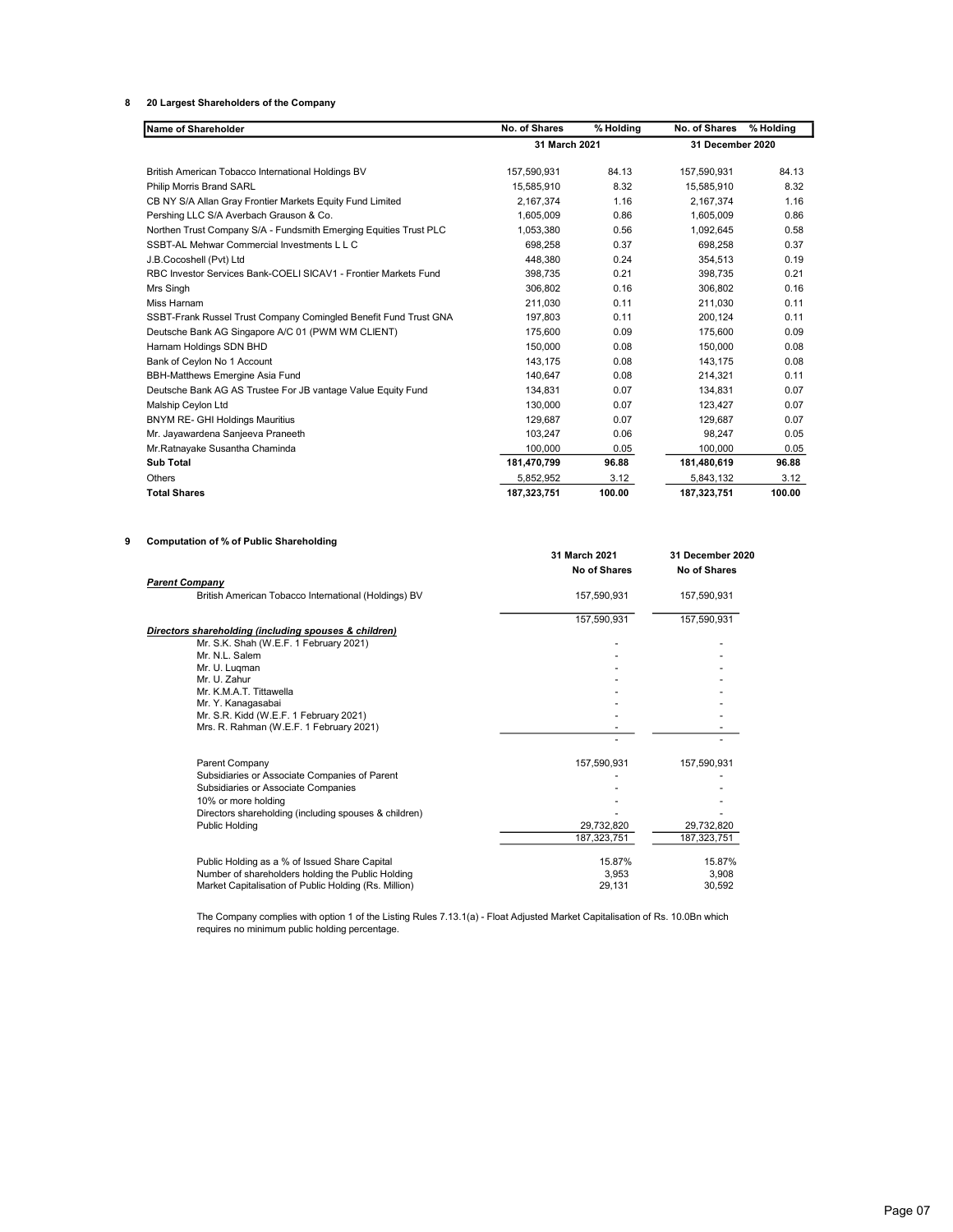## 8 20 Largest Shareholders of the Company

| Name of Shareholder | No. of Shares | % Holding | No. of Shares | % Holding |
|---|---|---|---|---|
| | 31 March 2021 | | 31 December 2020 | |
| British American Tobacco International Holdings BV | 157,590,931 | 84.13 | 157,590,931 | 84.13 |
| Philip Morris Brand SARL | 15,585,910 | 8.32 | 15,585,910 | 8.32 |
| CB NY S/A Allan Gray Frontier Markets Equity Fund Limited | 2,167,374 | 1.16 | 2,167,374 | 1.16 |
| Pershing LLC S/A Averbach Grauson & Co. | 1,605,009 | 0.86 | 1,605,009 | 0.86 |
| Northen Trust Company S/A - Fundsmith Emerging Equities Trust PLC | 1,053,380 | 0.56 | 1,092,645 | 0.58 |
| SSBT-AL Mehwar Commercial Investments L L C | 698,258 | 0.37 | 698,258 | 0.37 |
| J.B.Cocoshell (Pvt) Ltd | 448,380 | 0.24 | 354,513 | 0.19 |
| RBC Investor Services Bank-COELI SICAV1 - Frontier Markets Fund | 398,735 | 0.21 | 398,735 | 0.21 |
| Mrs Singh | 306,802 | 0.16 | 306,802 | 0.16 |
| Miss Harnam | 211,030 | 0.11 | 211,030 | 0.11 |
| SSBT-Frank Russel Trust Company Comingled Benefit Fund Trust GNA | 197,803 | 0.11 | 200,124 | 0.11 |
| Deutsche Bank AG Singapore A/C 01 (PWM WM CLIENT) | 175,600 | 0.09 | 175,600 | 0.09 |
| Harnam Holdings SDN BHD | 150,000 | 0.08 | 150,000 | 0.08 |
| Bank of Ceylon No 1 Account | 143,175 | 0.08 | 143,175 | 0.08 |
| BBH-Matthews Emergine Asia Fund | 140,647 | 0.08 | 214,321 | 0.11 |
| Deutsche Bank AG AS Trustee For JB vantage Value Equity Fund | 134,831 | 0.07 | 134,831 | 0.07 |
| Malship Ceylon Ltd | 130,000 | 0.07 | 123,427 | 0.07 |
| BNYM RE- GHI Holdings Mauritius | 129,687 | 0.07 | 129,687 | 0.07 |
| Mr. Jayawardena Sanjeeva Praneeth | 103,247 | 0.06 | 98,247 | 0.05 |
| Mr.Ratnayake Susantha Chaminda | 100,000 | 0.05 | 100,000 | 0.05 |
| **Sub Total** | **181,470,799** | **96.88** | **181,480,619** | **96.88** |
| Others | 5,852,952 | 3.12 | 5,843,132 | 3.12 |
| **Total Shares** | **187,323,751** | **100.00** | **187,323,751** | **100.00** |

## 9 Computation of % of Public Shareholding

| | 31 March 2021 | 31 December 2020 |
|---|---|---|
| | **No of Shares** | **No of Shares** |
| ***Parent Company*** | | |
| British American Tobacco International (Holdings) BV | 157,590,931 | 157,590,931 |
| | 157,590,931 | 157,590,931 |
| ***Directors shareholding (including spouses & children)*** | | |
| Mr. S.K. Shah (W.E.F. 1 February 2021) | - | - |
| Mr. N.L. Salem | - | - |
| Mr. U. Luqman | - | - |
| Mr. U. Zahur | - | - |
| Mr. K.M.A.T. Tittawella | - | - |
| Mr. Y. Kanagasabai | - | - |
| Mr. S.R. Kidd (W.E.F. 1 February 2021) | - | - |
| Mrs. R. Rahman (W.E.F. 1 February 2021) | - | - |
| | - | - |
| Parent Company | 157,590,931 | 157,590,931 |
| Subsidiaries or Associate Companies of Parent | - | - |
| Subsidiaries or Associate Companies | - | - |
| 10% or more holding | - | - |
| Directors shareholding (including spouses & children) | - | - |
| Public Holding | 29,732,820 | 29,732,820 |
| | 187,323,751 | 187,323,751 |
| Public Holding as a % of Issued Share Capital | 15.87% | 15.87% |
| Number of shareholders holding the Public Holding | 3,953 | 3,908 |
| Market Capitalisation of Public Holding (Rs. Million) | 29,131 | 30,592 |

The Company complies with option 1 of the Listing Rules 7.13.1(a) - Float Adjusted Market Capitalisation of Rs. 10.0Bn which requires no minimum public holding percentage.